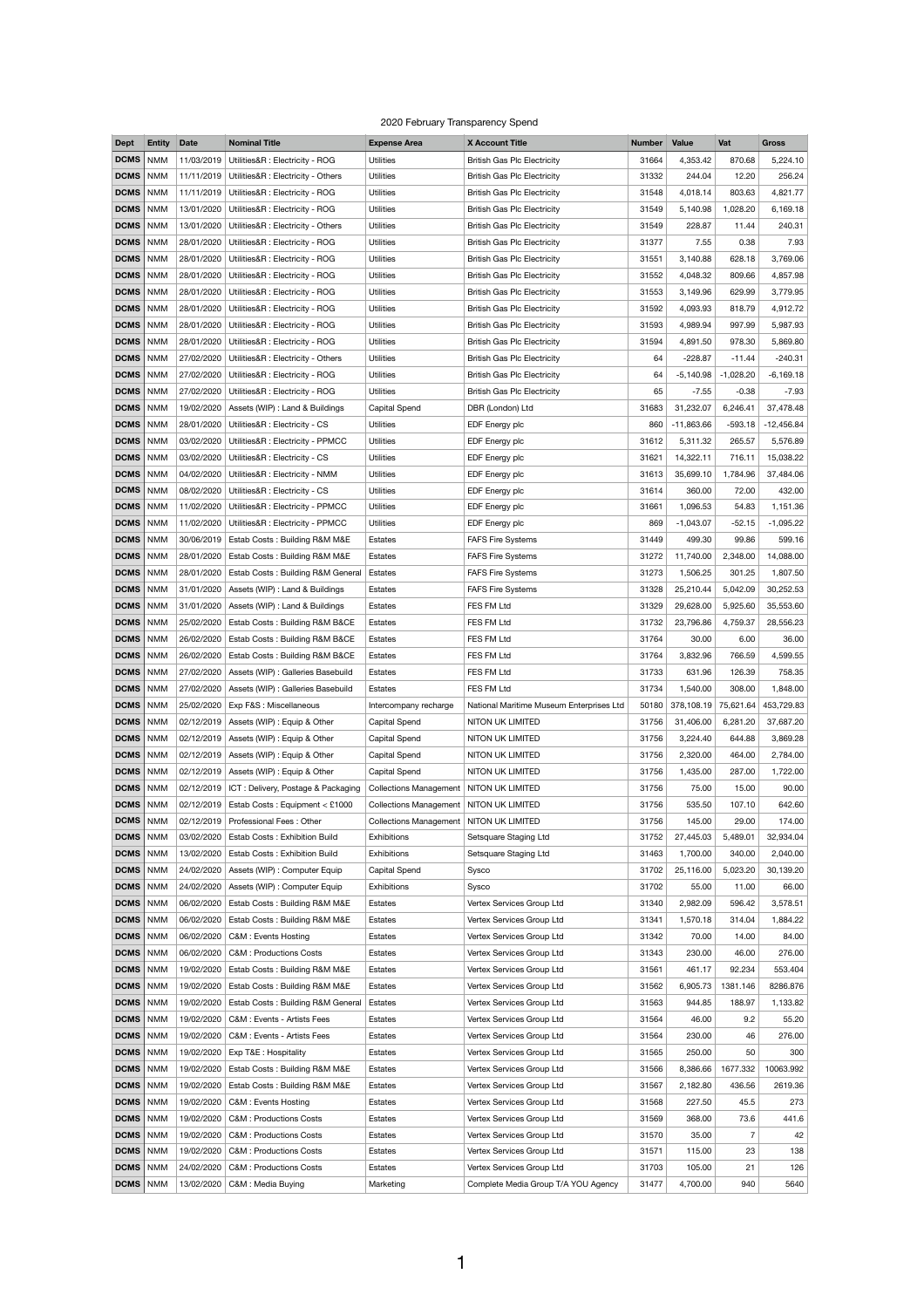2020 February Transparency Spend

| Dept | Entity | Date | Nominal Title | Expense Area | X Account Title | Number | Value | Vat | Gross |
|---|---|---|---|---|---|---|---|---|---|
| DCMS | NMM | 11/03/2019 | Utilities&R : Electricity - ROG | Utilities | British Gas Plc Electricity | 31664 | 4,353.42 | 870.68 | 5,224.10 |
| DCMS | NMM | 11/11/2019 | Utilities&R : Electricity - Others | Utilities | British Gas Plc Electricity | 31332 | 244.04 | 12.20 | 256.24 |
| DCMS | NMM | 11/11/2019 | Utilities&R : Electricity - ROG | Utilities | British Gas Plc Electricity | 31548 | 4,018.14 | 803.63 | 4,821.77 |
| DCMS | NMM | 13/01/2020 | Utilities&R : Electricity - ROG | Utilities | British Gas Plc Electricity | 31549 | 5,140.98 | 1,028.20 | 6,169.18 |
| DCMS | NMM | 13/01/2020 | Utilities&R : Electricity - Others | Utilities | British Gas Plc Electricity | 31549 | 228.87 | 11.44 | 240.31 |
| DCMS | NMM | 28/01/2020 | Utilities&R : Electricity - ROG | Utilities | British Gas Plc Electricity | 31377 | 7.55 | 0.38 | 7.93 |
| DCMS | NMM | 28/01/2020 | Utilities&R : Electricity - ROG | Utilities | British Gas Plc Electricity | 31551 | 3,140.88 | 628.18 | 3,769.06 |
| DCMS | NMM | 28/01/2020 | Utilities&R : Electricity - ROG | Utilities | British Gas Plc Electricity | 31552 | 4,048.32 | 809.66 | 4,857.98 |
| DCMS | NMM | 28/01/2020 | Utilities&R : Electricity - ROG | Utilities | British Gas Plc Electricity | 31553 | 3,149.96 | 629.99 | 3,779.95 |
| DCMS | NMM | 28/01/2020 | Utilities&R : Electricity - ROG | Utilities | British Gas Plc Electricity | 31592 | 4,093.93 | 818.79 | 4,912.72 |
| DCMS | NMM | 28/01/2020 | Utilities&R : Electricity - ROG | Utilities | British Gas Plc Electricity | 31593 | 4,989.94 | 997.99 | 5,987.93 |
| DCMS | NMM | 28/01/2020 | Utilities&R : Electricity - ROG | Utilities | British Gas Plc Electricity | 31594 | 4,891.50 | 978.30 | 5,869.80 |
| DCMS | NMM | 27/02/2020 | Utilities&R : Electricity - Others | Utilities | British Gas Plc Electricity | 64 | -228.87 | -11.44 | -240.31 |
| DCMS | NMM | 27/02/2020 | Utilities&R : Electricity - ROG | Utilities | British Gas Plc Electricity | 64 | -5,140.98 | -1,028.20 | -6,169.18 |
| DCMS | NMM | 27/02/2020 | Utilities&R : Electricity - ROG | Utilities | British Gas Plc Electricity | 65 | -7.55 | -0.38 | -7.93 |
| DCMS | NMM | 19/02/2020 | Assets (WIP) : Land & Buildings | Capital Spend | DBR (London) Ltd | 31683 | 31,232.07 | 6,246.41 | 37,478.48 |
| DCMS | NMM | 28/01/2020 | Utilities&R : Electricity - CS | Utilities | EDF Energy plc | 860 | -11,863.66 | -593.18 | -12,456.84 |
| DCMS | NMM | 03/02/2020 | Utilities&R : Electricity - PPMCC | Utilities | EDF Energy plc | 31612 | 5,311.32 | 265.57 | 5,576.89 |
| DCMS | NMM | 03/02/2020 | Utilities&R : Electricity - CS | Utilities | EDF Energy plc | 31621 | 14,322.11 | 716.11 | 15,038.22 |
| DCMS | NMM | 04/02/2020 | Utilities&R : Electricity - NMM | Utilities | EDF Energy plc | 31613 | 35,699.10 | 1,784.96 | 37,484.06 |
| DCMS | NMM | 08/02/2020 | Utilities&R : Electricity - CS | Utilities | EDF Energy plc | 31614 | 360.00 | 72.00 | 432.00 |
| DCMS | NMM | 11/02/2020 | Utilities&R : Electricity - PPMCC | Utilities | EDF Energy plc | 31661 | 1,096.53 | 54.83 | 1,151.36 |
| DCMS | NMM | 11/02/2020 | Utilities&R : Electricity - PPMCC | Utilities | EDF Energy plc | 869 | -1,043.07 | -52.15 | -1,095.22 |
| DCMS | NMM | 30/06/2019 | Estab Costs : Building R&M M&E | Estates | FAFS Fire Systems | 31449 | 499.30 | 99.86 | 599.16 |
| DCMS | NMM | 28/01/2020 | Estab Costs : Building R&M M&E | Estates | FAFS Fire Systems | 31272 | 11,740.00 | 2,348.00 | 14,088.00 |
| DCMS | NMM | 28/01/2020 | Estab Costs : Building R&M General | Estates | FAFS Fire Systems | 31273 | 1,506.25 | 301.25 | 1,807.50 |
| DCMS | NMM | 31/01/2020 | Assets (WIP) : Land & Buildings | Estates | FAFS Fire Systems | 31328 | 25,210.44 | 5,042.09 | 30,252.53 |
| DCMS | NMM | 31/01/2020 | Assets (WIP) : Land & Buildings | Estates | FES FM Ltd | 31329 | 29,628.00 | 5,925.60 | 35,553.60 |
| DCMS | NMM | 25/02/2020 | Estab Costs : Building R&M B&CE | Estates | FES FM Ltd | 31732 | 23,796.86 | 4,759.37 | 28,556.23 |
| DCMS | NMM | 26/02/2020 | Estab Costs : Building R&M B&CE | Estates | FES FM Ltd | 31764 | 30.00 | 6.00 | 36.00 |
| DCMS | NMM | 26/02/2020 | Estab Costs : Building R&M B&CE | Estates | FES FM Ltd | 31764 | 3,832.96 | 766.59 | 4,599.55 |
| DCMS | NMM | 27/02/2020 | Assets (WIP) : Galleries Basebuild | Estates | FES FM Ltd | 31733 | 631.96 | 126.39 | 758.35 |
| DCMS | NMM | 27/02/2020 | Assets (WIP) : Galleries Basebuild | Estates | FES FM Ltd | 31734 | 1,540.00 | 308.00 | 1,848.00 |
| DCMS | NMM | 25/02/2020 | Exp F&S : Miscellaneous | Intercompany recharge | National Maritime Museum Enterprises Ltd | 50180 | 378,108.19 | 75,621.64 | 453,729.83 |
| DCMS | NMM | 02/12/2019 | Assets (WIP) : Equip & Other | Capital Spend | NITON UK LIMITED | 31756 | 31,406.00 | 6,281.20 | 37,687.20 |
| DCMS | NMM | 02/12/2019 | Assets (WIP) : Equip & Other | Capital Spend | NITON UK LIMITED | 31756 | 3,224.40 | 644.88 | 3,869.28 |
| DCMS | NMM | 02/12/2019 | Assets (WIP) : Equip & Other | Capital Spend | NITON UK LIMITED | 31756 | 2,320.00 | 464.00 | 2,784.00 |
| DCMS | NMM | 02/12/2019 | Assets (WIP) : Equip & Other | Capital Spend | NITON UK LIMITED | 31756 | 1,435.00 | 287.00 | 1,722.00 |
| DCMS | NMM | 02/12/2019 | ICT : Delivery, Postage & Packaging | Collections Management | NITON UK LIMITED | 31756 | 75.00 | 15.00 | 90.00 |
| DCMS | NMM | 02/12/2019 | Estab Costs : Equipment < £1000 | Collections Management | NITON UK LIMITED | 31756 | 535.50 | 107.10 | 642.60 |
| DCMS | NMM | 02/12/2019 | Professional Fees : Other | Collections Management | NITON UK LIMITED | 31756 | 145.00 | 29.00 | 174.00 |
| DCMS | NMM | 03/02/2020 | Estab Costs : Exhibition Build | Exhibitions | Setsquare Staging Ltd | 31752 | 27,445.03 | 5,489.01 | 32,934.04 |
| DCMS | NMM | 13/02/2020 | Estab Costs : Exhibition Build | Exhibitions | Setsquare Staging Ltd | 31463 | 1,700.00 | 340.00 | 2,040.00 |
| DCMS | NMM | 24/02/2020 | Assets (WIP) : Computer Equip | Capital Spend | Sysco | 31702 | 25,116.00 | 5,023.20 | 30,139.20 |
| DCMS | NMM | 24/02/2020 | Assets (WIP) : Computer Equip | Exhibitions | Sysco | 31702 | 55.00 | 11.00 | 66.00 |
| DCMS | NMM | 06/02/2020 | Estab Costs : Building R&M M&E | Estates | Vertex Services Group Ltd | 31340 | 2,982.09 | 596.42 | 3,578.51 |
| DCMS | NMM | 06/02/2020 | Estab Costs : Building R&M M&E | Estates | Vertex Services Group Ltd | 31341 | 1,570.18 | 314.04 | 1,884.22 |
| DCMS | NMM | 06/02/2020 | C&M : Events Hosting | Estates | Vertex Services Group Ltd | 31342 | 70.00 | 14.00 | 84.00 |
| DCMS | NMM | 06/02/2020 | C&M : Productions Costs | Estates | Vertex Services Group Ltd | 31343 | 230.00 | 46.00 | 276.00 |
| DCMS | NMM | 19/02/2020 | Estab Costs : Building R&M M&E | Estates | Vertex Services Group Ltd | 31561 | 461.17 | 92.234 | 553.404 |
| DCMS | NMM | 19/02/2020 | Estab Costs : Building R&M M&E | Estates | Vertex Services Group Ltd | 31562 | 6,905.73 | 1381.146 | 8286.876 |
| DCMS | NMM | 19/02/2020 | Estab Costs : Building R&M General | Estates | Vertex Services Group Ltd | 31563 | 944.85 | 188.97 | 1,133.82 |
| DCMS | NMM | 19/02/2020 | C&M : Events - Artists Fees | Estates | Vertex Services Group Ltd | 31564 | 46.00 | 9.2 | 55.20 |
| DCMS | NMM | 19/02/2020 | C&M : Events - Artists Fees | Estates | Vertex Services Group Ltd | 31564 | 230.00 | 46 | 276.00 |
| DCMS | NMM | 19/02/2020 | Exp T&E : Hospitality | Estates | Vertex Services Group Ltd | 31565 | 250.00 | 50 | 300 |
| DCMS | NMM | 19/02/2020 | Estab Costs : Building R&M M&E | Estates | Vertex Services Group Ltd | 31566 | 8,386.66 | 1677.332 | 10063.992 |
| DCMS | NMM | 19/02/2020 | Estab Costs : Building R&M M&E | Estates | Vertex Services Group Ltd | 31567 | 2,182.80 | 436.56 | 2619.36 |
| DCMS | NMM | 19/02/2020 | C&M : Events Hosting | Estates | Vertex Services Group Ltd | 31568 | 227.50 | 45.5 | 273 |
| DCMS | NMM | 19/02/2020 | C&M : Productions Costs | Estates | Vertex Services Group Ltd | 31569 | 368.00 | 73.6 | 441.6 |
| DCMS | NMM | 19/02/2020 | C&M : Productions Costs | Estates | Vertex Services Group Ltd | 31570 | 35.00 | 7 | 42 |
| DCMS | NMM | 19/02/2020 | C&M : Productions Costs | Estates | Vertex Services Group Ltd | 31571 | 115.00 | 23 | 138 |
| DCMS | NMM | 24/02/2020 | C&M : Productions Costs | Estates | Vertex Services Group Ltd | 31703 | 105.00 | 21 | 126 |
| DCMS | NMM | 13/02/2020 | C&M : Media Buying | Marketing | Complete Media Group T/A YOU Agency | 31477 | 4,700.00 | 940 | 5640 |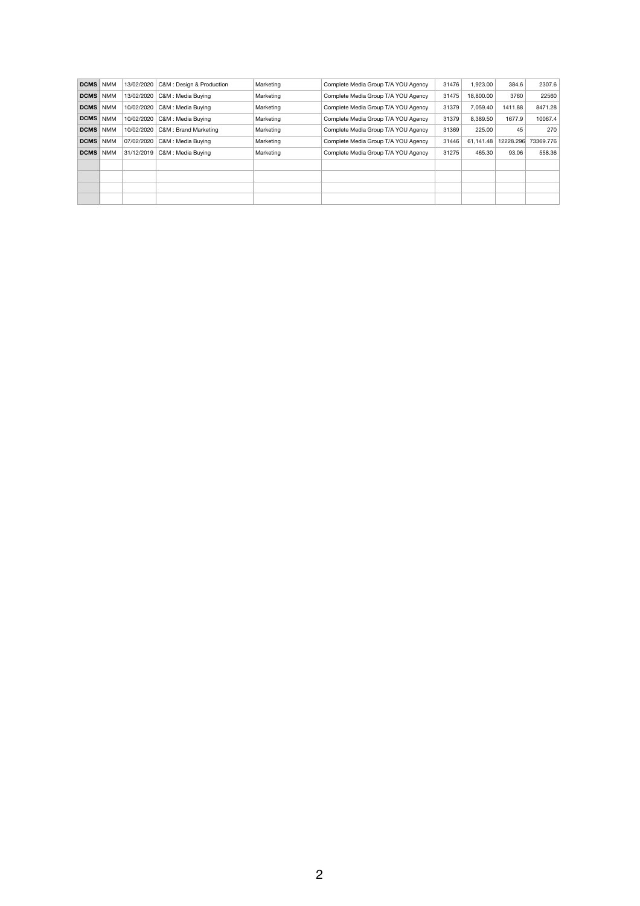| | | | | | | | | | |
|---|---|---|---|---|---|---|---|---|---|
| **DCMS** | NMM | 13/02/2020 | C&M : Design & Production | Marketing | Complete Media Group T/A YOU Agency | 31476 | 1,923.00 | 384.6 | 2307.6 |
| **DCMS** | NMM | 13/02/2020 | C&M : Media Buying | Marketing | Complete Media Group T/A YOU Agency | 31475 | 18,800.00 | 3760 | 22560 |
| **DCMS** | NMM | 10/02/2020 | C&M : Media Buying | Marketing | Complete Media Group T/A YOU Agency | 31379 | 7,059.40 | 1411.88 | 8471.28 |
| **DCMS** | NMM | 10/02/2020 | C&M : Media Buying | Marketing | Complete Media Group T/A YOU Agency | 31379 | 8,389.50 | 1677.9 | 10067.4 |
| **DCMS** | NMM | 10/02/2020 | C&M : Brand Marketing | Marketing | Complete Media Group T/A YOU Agency | 31369 | 225.00 | 45 | 270 |
| **DCMS** | NMM | 07/02/2020 | C&M : Media Buying | Marketing | Complete Media Group T/A YOU Agency | 31446 | 61,141.48 | 12228.296 | 73369.776 |
| **DCMS** | NMM | 31/12/2019 | C&M : Media Buying | Marketing | Complete Media Group T/A YOU Agency | 31275 | 465.30 | 93.06 | 558.36 |
| | | | | | | | | | |
| | | | | | | | | | |
| | | | | | | | | | |
| | | | | | | | | | |